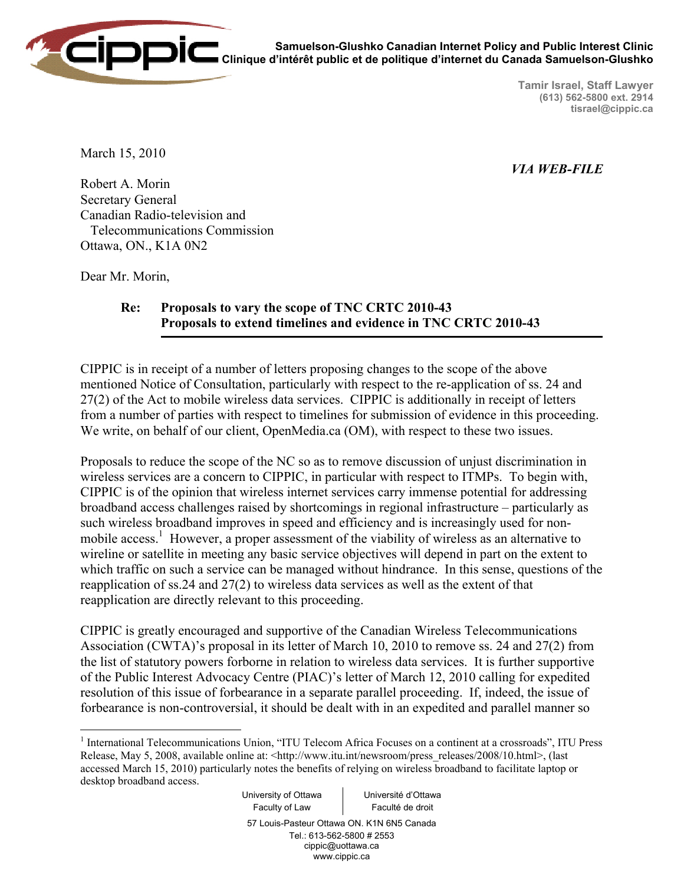**Samuelson-Glushko Canadian Internet Policy and Public Interest Clinic**
**Clinique d'intérêt public et de politique d'internet du Canada Samuelson-Glushko**

**Tamir Israel, Staff Lawyer**
**(613) 562-5800 ext. 2914**
**tisrael@cippic.ca**

March 15, 2010

*VIA WEB-FILE*

Robert A. Morin
Secretary General
Canadian Radio-television and
Telecommunications Commission
Ottawa, ON., K1A 0N2

Dear Mr. Morin,

**Re: Proposals to vary the scope of TNC CRTC 2010-43**
**Proposals to extend timelines and evidence in TNC CRTC 2010-43**

CIPPIC is in receipt of a number of letters proposing changes to the scope of the above mentioned Notice of Consultation, particularly with respect to the re-application of ss. 24 and 27(2) of the Act to mobile wireless data services. CIPPIC is additionally in receipt of letters from a number of parties with respect to timelines for submission of evidence in this proceeding. We write, on behalf of our client, OpenMedia.ca (OM), with respect to these two issues.

Proposals to reduce the scope of the NC so as to remove discussion of unjust discrimination in wireless services are a concern to CIPPIC, in particular with respect to ITMPs. To begin with, CIPPIC is of the opinion that wireless internet services carry immense potential for addressing broadband access challenges raised by shortcomings in regional infrastructure – particularly as such wireless broadband improves in speed and efficiency and is increasingly used for non-mobile access.[1] However, a proper assessment of the viability of wireless as an alternative to wireline or satellite in meeting any basic service objectives will depend in part on the extent to which traffic on such a service can be managed without hindrance. In this sense, questions of the reapplication of ss.24 and 27(2) to wireless data services as well as the extent of that reapplication are directly relevant to this proceeding.

CIPPIC is greatly encouraged and supportive of the Canadian Wireless Telecommunications Association (CWTA)'s proposal in its letter of March 10, 2010 to remove ss. 24 and 27(2) from the list of statutory powers forborne in relation to wireless data services. It is further supportive of the Public Interest Advocacy Centre (PIAC)'s letter of March 12, 2010 calling for expedited resolution of this issue of forbearance in a separate parallel proceeding. If, indeed, the issue of forbearance is non-controversial, it should be dealt with in an expedited and parallel manner so

[1] International Telecommunications Union, "ITU Telecom Africa Focuses on a continent at a crossroads", ITU Press Release, May 5, 2008, available online at: <http://www.itu.int/newsroom/press_releases/2008/10.html>, (last accessed March 15, 2010) particularly notes the benefits of relying on wireless broadband to facilitate laptop or desktop broadband access.

University of Ottawa | Université d'Ottawa
Faculty of Law | Faculté de droit
57 Louis-Pasteur Ottawa ON. K1N 6N5 Canada
Tel.: 613-562-5800 # 2553
cippic@uottawa.ca
www.cippic.ca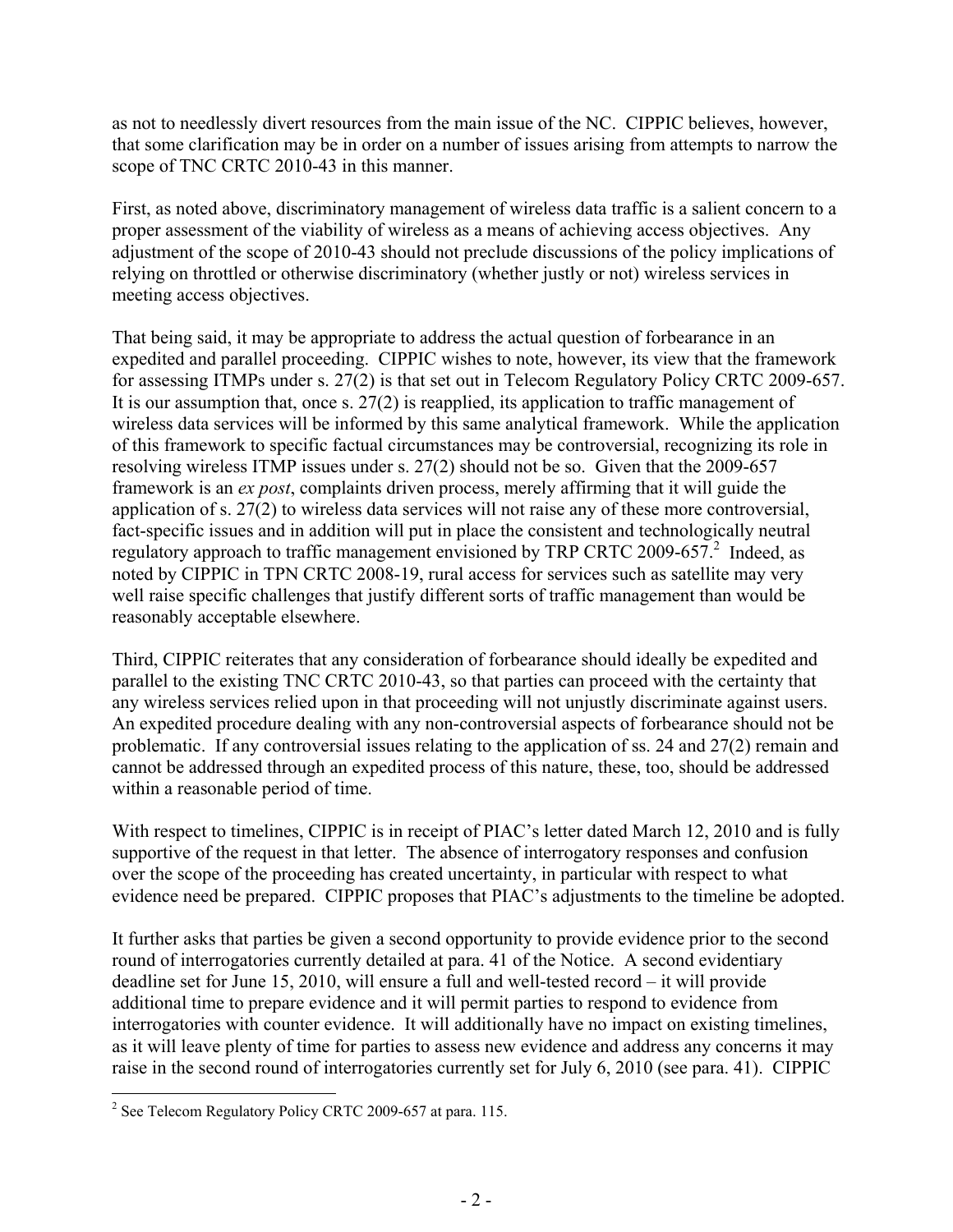as not to needlessly divert resources from the main issue of the NC. CIPPIC believes, however, that some clarification may be in order on a number of issues arising from attempts to narrow the scope of TNC CRTC 2010-43 in this manner.

First, as noted above, discriminatory management of wireless data traffic is a salient concern to a proper assessment of the viability of wireless as a means of achieving access objectives. Any adjustment of the scope of 2010-43 should not preclude discussions of the policy implications of relying on throttled or otherwise discriminatory (whether justly or not) wireless services in meeting access objectives.

That being said, it may be appropriate to address the actual question of forbearance in an expedited and parallel proceeding. CIPPIC wishes to note, however, its view that the framework for assessing ITMPs under s. 27(2) is that set out in Telecom Regulatory Policy CRTC 2009-657. It is our assumption that, once s. 27(2) is reapplied, its application to traffic management of wireless data services will be informed by this same analytical framework. While the application of this framework to specific factual circumstances may be controversial, recognizing its role in resolving wireless ITMP issues under s. 27(2) should not be so. Given that the 2009-657 framework is an *ex post*, complaints driven process, merely affirming that it will guide the application of s. 27(2) to wireless data services will not raise any of these more controversial, fact-specific issues and in addition will put in place the consistent and technologically neutral regulatory approach to traffic management envisioned by TRP CRTC 2009-657.[2] Indeed, as noted by CIPPIC in TPN CRTC 2008-19, rural access for services such as satellite may very well raise specific challenges that justify different sorts of traffic management than would be reasonably acceptable elsewhere.

Third, CIPPIC reiterates that any consideration of forbearance should ideally be expedited and parallel to the existing TNC CRTC 2010-43, so that parties can proceed with the certainty that any wireless services relied upon in that proceeding will not unjustly discriminate against users. An expedited procedure dealing with any non-controversial aspects of forbearance should not be problematic. If any controversial issues relating to the application of ss. 24 and 27(2) remain and cannot be addressed through an expedited process of this nature, these, too, should be addressed within a reasonable period of time.

With respect to timelines, CIPPIC is in receipt of PIAC's letter dated March 12, 2010 and is fully supportive of the request in that letter. The absence of interrogatory responses and confusion over the scope of the proceeding has created uncertainty, in particular with respect to what evidence need be prepared. CIPPIC proposes that PIAC's adjustments to the timeline be adopted.

It further asks that parties be given a second opportunity to provide evidence prior to the second round of interrogatories currently detailed at para. 41 of the Notice. A second evidentiary deadline set for June 15, 2010, will ensure a full and well-tested record – it will provide additional time to prepare evidence and it will permit parties to respond to evidence from interrogatories with counter evidence. It will additionally have no impact on existing timelines, as it will leave plenty of time for parties to assess new evidence and address any concerns it may raise in the second round of interrogatories currently set for July 6, 2010 (see para. 41). CIPPIC

[2] See Telecom Regulatory Policy CRTC 2009-657 at para. 115.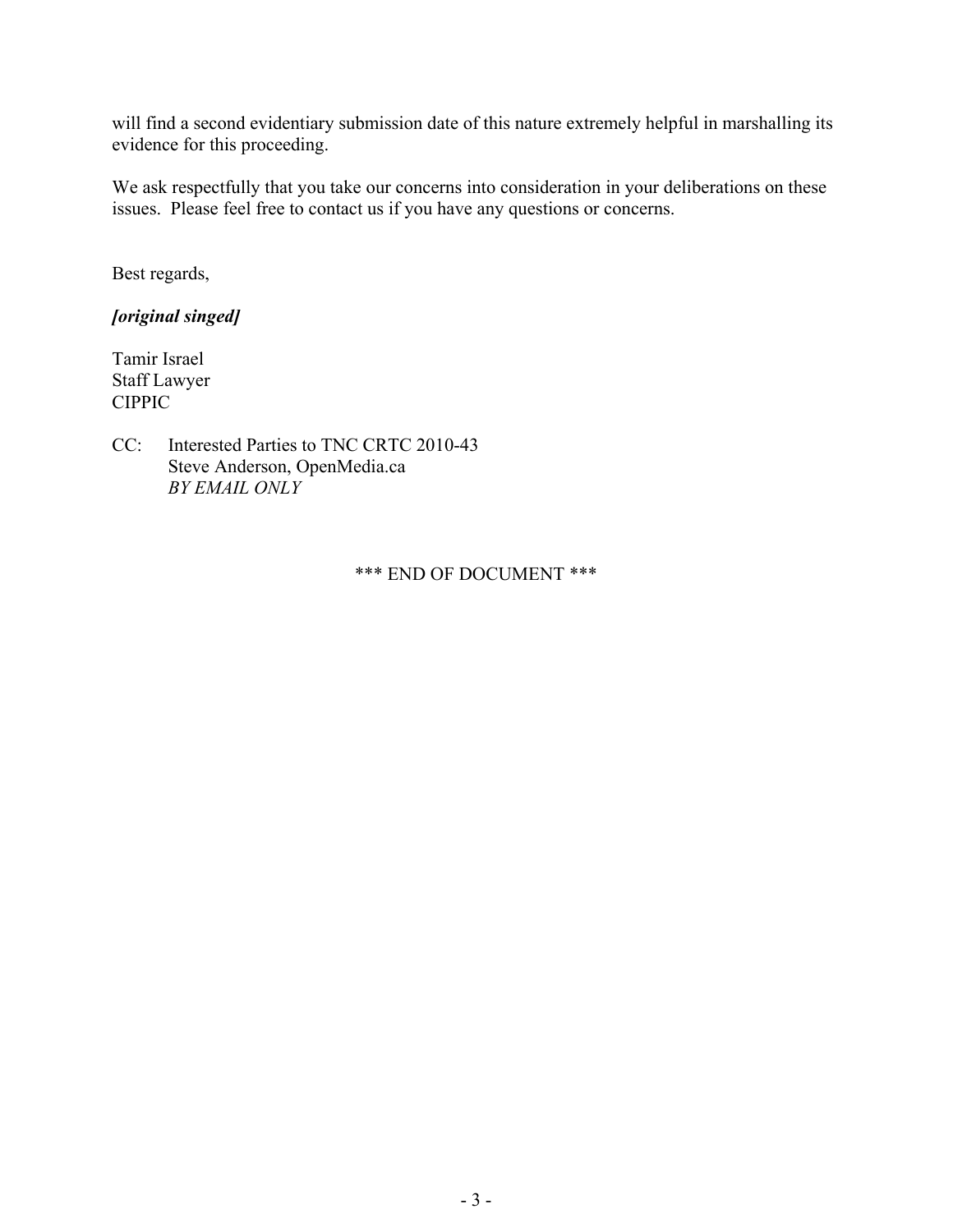will find a second evidentiary submission date of this nature extremely helpful in marshalling its evidence for this proceeding.

We ask respectfully that you take our concerns into consideration in your deliberations on these issues. Please feel free to contact us if you have any questions or concerns.

Best regards,

***[original singed]***

Tamir Israel
Staff Lawyer
CIPPIC

CC: Interested Parties to TNC CRTC 2010-43
Steve Anderson, OpenMedia.ca
*BY EMAIL ONLY*

*** END OF DOCUMENT ***